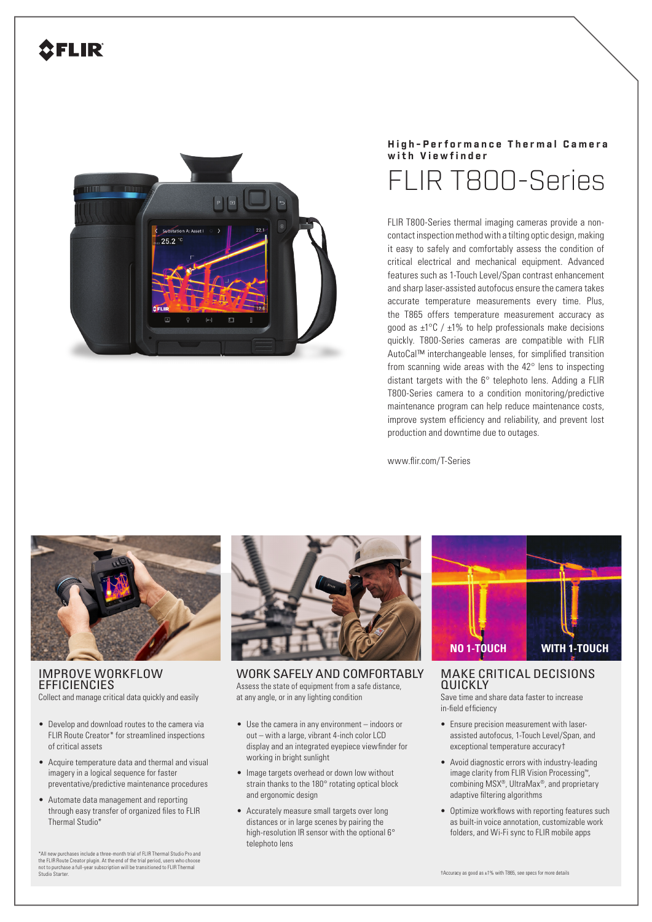**High-Performance Thermal Camera with Viewfinder**

# FLIR T800-Series

FLIR T800-Series thermal imaging cameras provide a non-contact inspection method with a tilting optic design, making it easy to safely and comfortably assess the condition of critical electrical and mechanical equipment. Advanced features such as 1-Touch Level/Span contrast enhancement and sharp laser-assisted autofocus ensure the camera takes accurate temperature measurements every time. Plus, the T865 offers temperature measurement accuracy as good as ±1°C / ±1% to help professionals make decisions quickly. T800-Series cameras are compatible with FLIR AutoCal™ interchangeable lenses, for simplified transition from scanning wide areas with the 42° lens to inspecting distant targets with the 6° telephoto lens. Adding a FLIR T800-Series camera to a condition monitoring/predictive maintenance program can help reduce maintenance costs, improve system efficiency and reliability, and prevent lost production and downtime due to outages.

www.flir.com/T-Series

## IMPROVE WORKFLOW EFFICIENCIES

Collect and manage critical data quickly and easily

- Develop and download routes to the camera via FLIR Route Creator* for streamlined inspections of critical assets
- Acquire temperature data and thermal and visual imagery in a logical sequence for faster preventative/predictive maintenance procedures
- Automate data management and reporting through easy transfer of organized files to FLIR Thermal Studio*

*All new purchases include a three-month trial of FLIR Thermal Studio Pro and the FLIR Route Creator plugin. At the end of the trial period, users who choose not to purchase a full-year subscription will be transitioned to FLIR Thermal Studio Starter.

## WORK SAFELY AND COMFORTABLY

Assess the state of equipment from a safe distance, at any angle, or in any lighting condition

- Use the camera in any environment – indoors or out – with a large, vibrant 4-inch color LCD display and an integrated eyepiece viewfinder for working in bright sunlight
- Image targets overhead or down low without strain thanks to the 180° rotating optical block and ergonomic design
- Accurately measure small targets over long distances or in large scenes by pairing the high-resolution IR sensor with the optional 6° telephoto lens

NO 1-TOUCH    WITH 1-TOUCH

## MAKE CRITICAL DECISIONS QUICKLY

Save time and share data faster to increase in-field efficiency

- Ensure precision measurement with laser-assisted autofocus, 1-Touch Level/Span, and exceptional temperature accuracy†
- Avoid diagnostic errors with industry-leading image clarity from FLIR Vision Processing™, combining MSX®, UltraMax®, and proprietary adaptive filtering algorithms
- Optimize workflows with reporting features such as built-in voice annotation, customizable work folders, and Wi-Fi sync to FLIR mobile apps

†Accuracy as good as ±1% with T865, see specs for more details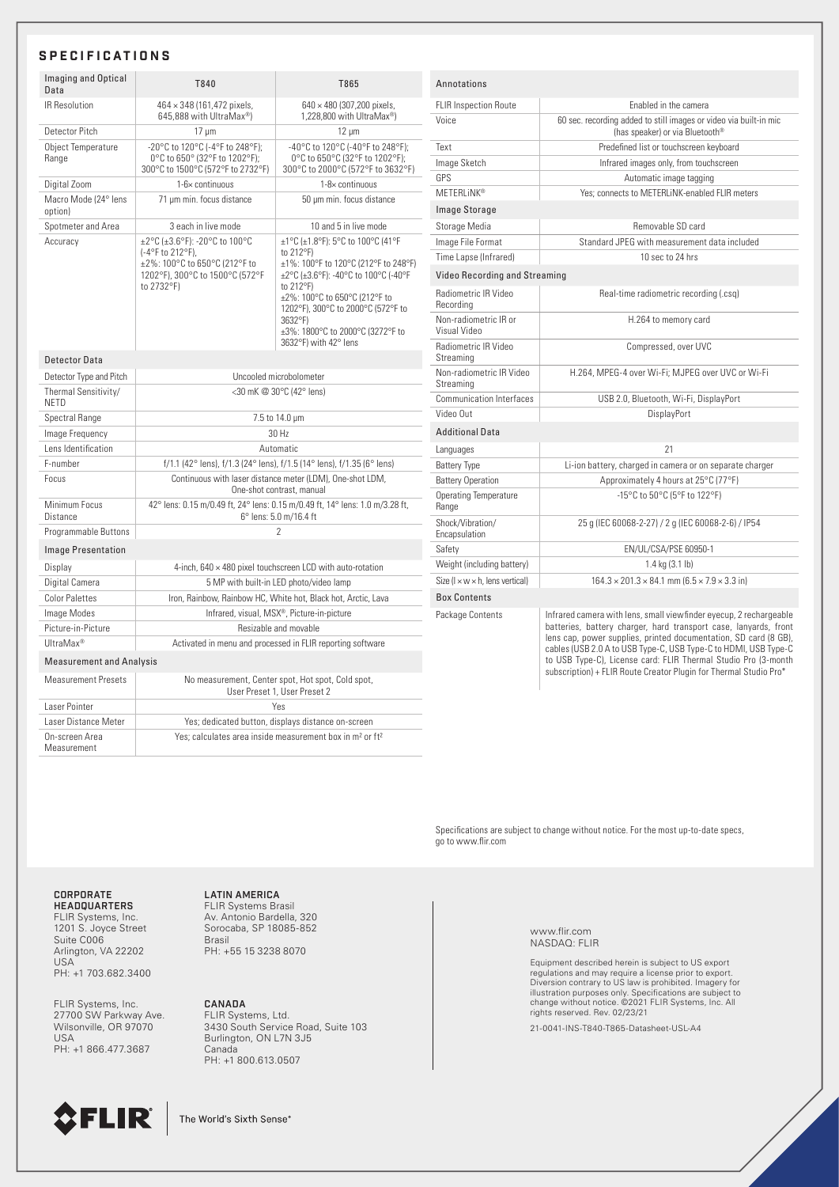## SPECIFICATIONS

| Imaging and Optical Data | T840 | T865 |
|---|---|---|
| IR Resolution | 464 × 348 (161,472 pixels, 645,888 with UltraMax®) | 640 × 480 (307,200 pixels, 1,228,800 with UltraMax®) |
| Detector Pitch | 17 µm | 12 µm |
| Object Temperature Range | -20°C to 120°C (-4°F to 248°F); 0°C to 650°C (32°F to 1202°F); 300°C to 1500°C (572°F to 2732°F) | -40°C to 120°C (-40°F to 248°F); 0°C to 650°C (32°F to 1202°F); 300°C to 2000°C (572°F to 3632°F) |
| Digital Zoom | 1-6× continuous | 1-8× continuous |
| Macro Mode (24° lens option) | 71 µm min. focus distance | 50 µm min. focus distance |
| Spotmeter and Area | 3 each in live mode | 10 and 5 in live mode |
| Accuracy | ±2°C (±3.6°F): -20°C to 100°C (-4°F to 212°F), ±2%: 100°C to 650°C (212°F to 1202°F), 300°C to 1500°C (572°F to 2732°F) | ±1°C (±1.8°F): 5°C to 100°C (41°F to 212°F) ±1%: 100°F to 120°C (212°F to 248°F) ±2°C (±3.6°F): -40°C to 100°C (-40°F to 212°F) ±2%: 100°C to 650°C (212°F to 1202°F), 300°C to 2000°C (572°F to 3632°F) ±3%: 1800°C to 2000°C (3272°F to 3632°F) with 42° lens |

| Detector Data | |
|---|---|
| Detector Type and Pitch | Uncooled microbolometer |
| Thermal Sensitivity/ NETD | <30 mK @ 30°C (42° lens) |
| Spectral Range | 7.5 to 14.0 µm |
| Image Frequency | 30 Hz |
| Lens Identification | Automatic |
| F-number | f/1.1 (42° lens), f/1.3 (24° lens), f/1.5 (14° lens), f/1.35 (6° lens) |
| Focus | Continuous with laser distance meter (LDM), One-shot LDM, One-shot contrast, manual |
| Minimum Focus Distance | 42° lens: 0.15 m/0.49 ft, 24° lens: 0.15 m/0.49 ft, 14° lens: 1.0 m/3.28 ft, 6° lens: 5.0 m/16.4 ft |
| Programmable Buttons | 2 |

| Image Presentation | |
|---|---|
| Display | 4-inch, 640 × 480 pixel touchscreen LCD with auto-rotation |
| Digital Camera | 5 MP with built-in LED photo/video lamp |
| Color Palettes | Iron, Rainbow, Rainbow HC, White hot, Black hot, Arctic, Lava |
| Image Modes | Infrared, visual, MSX®, Picture-in-picture |
| Picture-in-Picture | Resizable and movable |
| UltraMax® | Activated in menu and processed in FLIR reporting software |

| Measurement and Analysis | |
|---|---|
| Measurement Presets | No measurement, Center spot, Hot spot, Cold spot, User Preset 1, User Preset 2 |
| Laser Pointer | Yes |
| Laser Distance Meter | Yes; dedicated button, displays distance on-screen |
| On-screen Area Measurement | Yes; calculates area inside measurement box in m² or ft² |

| Annotations | |
|---|---|
| FLIR Inspection Route | Enabled in the camera |
| Voice | 60 sec. recording added to still images or video via built-in mic (has speaker) or via Bluetooth® |
| Text | Predefined list or touchscreen keyboard |
| Image Sketch | Infrared images only, from touchscreen |
| GPS | Automatic image tagging |
| METERLiNK® | Yes; connects to METERLiNK-enabled FLIR meters |

| Image Storage | |
|---|---|
| Storage Media | Removable SD card |
| Image File Format | Standard JPEG with measurement data included |
| Time Lapse (Infrared) | 10 sec to 24 hrs |

| Video Recording and Streaming | |
|---|---|
| Radiometric IR Video Recording | Real-time radiometric recording (.csq) |
| Non-radiometric IR or Visual Video | H.264 to memory card |
| Radiometric IR Video Streaming | Compressed, over UVC |
| Non-radiometric IR Video Streaming | H.264, MPEG-4 over Wi-Fi; MJPEG over UVC or Wi-Fi |
| Communication Interfaces | USB 2.0, Bluetooth, Wi-Fi, DisplayPort |
| Video Out | DisplayPort |

| Additional Data | |
|---|---|
| Languages | 21 |
| Battery Type | Li-ion battery, charged in camera or on separate charger |
| Battery Operation | Approximately 4 hours at 25°C (77°F) |
| Operating Temperature Range | -15°C to 50°C (5°F to 122°F) |
| Shock/Vibration/ Encapsulation | 25 g (IEC 60068-2-27) / 2 g (IEC 60068-2-6) / IP54 |
| Safety | EN/UL/CSA/PSE 60950-1 |
| Weight (including battery) | 1.4 kg (3.1 lb) |
| Size (l × w × h, lens vertical) | 164.3 × 201.3 × 84.1 mm (6.5 × 7.9 × 3.3 in) |

| Box Contents | |
|---|---|
| Package Contents | Infrared camera with lens, small viewfinder eyecup, 2 rechargeable batteries, battery charger, hard transport case, lanyards, front lens cap, power supplies, printed documentation, SD card (8 GB), cables (USB 2.0 A to USB Type-C, USB Type-C to HDMI, USB Type-C to USB Type-C), License card: FLIR Thermal Studio Pro (3-month subscription) + FLIR Route Creator Plugin for Thermal Studio Pro* |

Specifications are subject to change without notice. For the most up-to-date specs, go to www.flir.com

**CORPORATE HEADQUARTERS**
FLIR Systems, Inc.
1201 S. Joyce Street
Suite C006
Arlington, VA 22202
USA
PH: +1 703.682.3400

FLIR Systems, Inc.
27700 SW Parkway Ave.
Wilsonville, OR 97070
USA
PH: +1 866.477.3687

**LATIN AMERICA**
FLIR Systems Brasil
Av. Antonio Bardella, 320
Sorocaba, SP 18085-852
Brasil
PH: +55 15 3238 8070

**CANADA**
FLIR Systems, Ltd.
3430 South Service Road, Suite 103
Burlington, ON L7N 3J5
Canada
PH: +1 800.613.0507

www.flir.com
NASDAQ: FLIR

Equipment described herein is subject to US export regulations and may require a license prior to export. Diversion contrary to US law is prohibited. Imagery for illustration purposes only. Specifications are subject to change without notice. ©2021 FLIR Systems, Inc. All rights reserved. Rev. 02/23/21

21-0041-INS-T840-T865-Datasheet-USL-A4

FLIR | The World's Sixth Sense®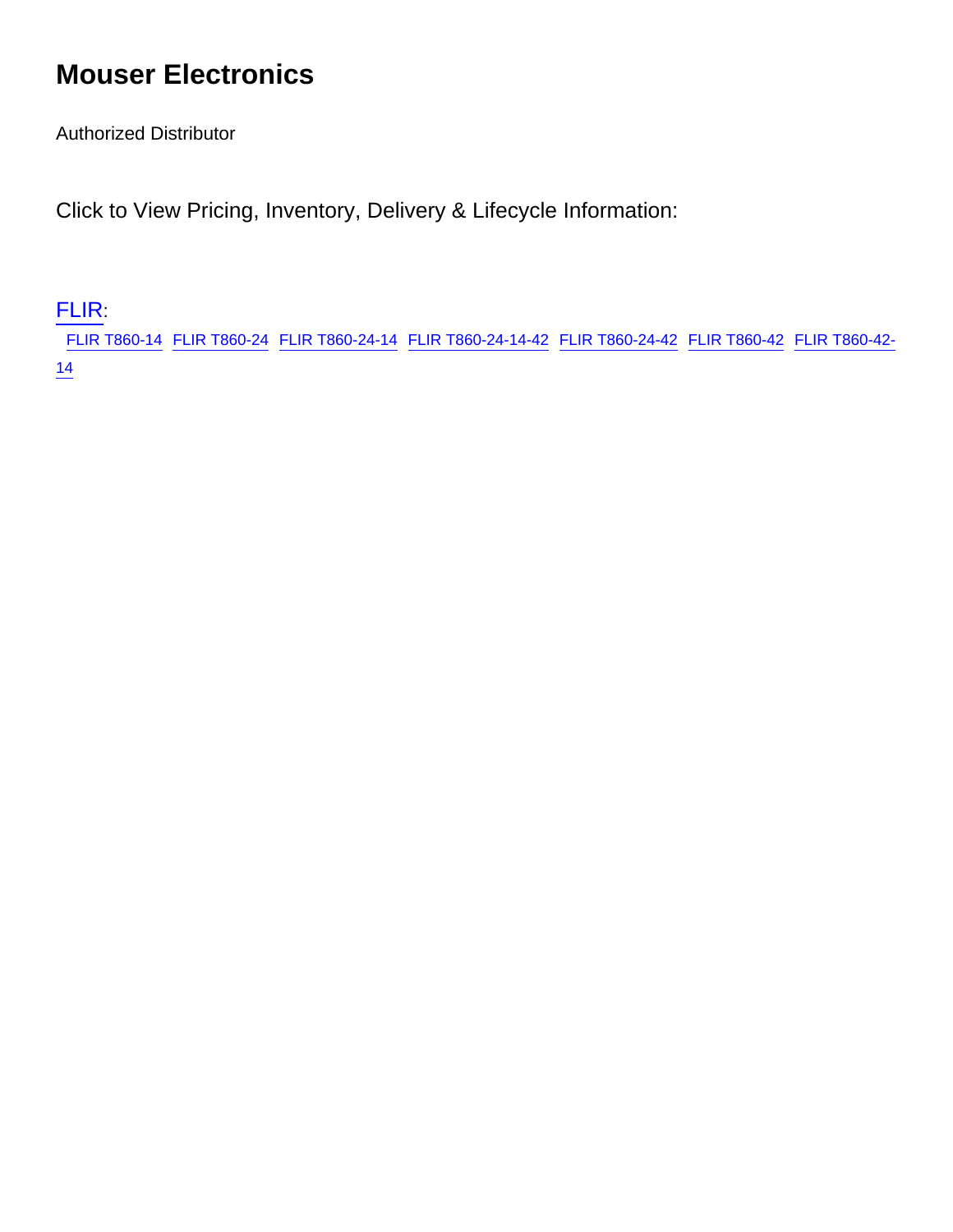# Mouser Electronics

Authorized Distributor

Click to View Pricing, Inventory, Delivery & Lifecycle Information:

FLIR:

FLIR T860-14 FLIR T860-24 FLIR T860-24-14 FLIR T860-24-14-42 FLIR T860-24-42 FLIR T860-42 FLIR T860-42-14